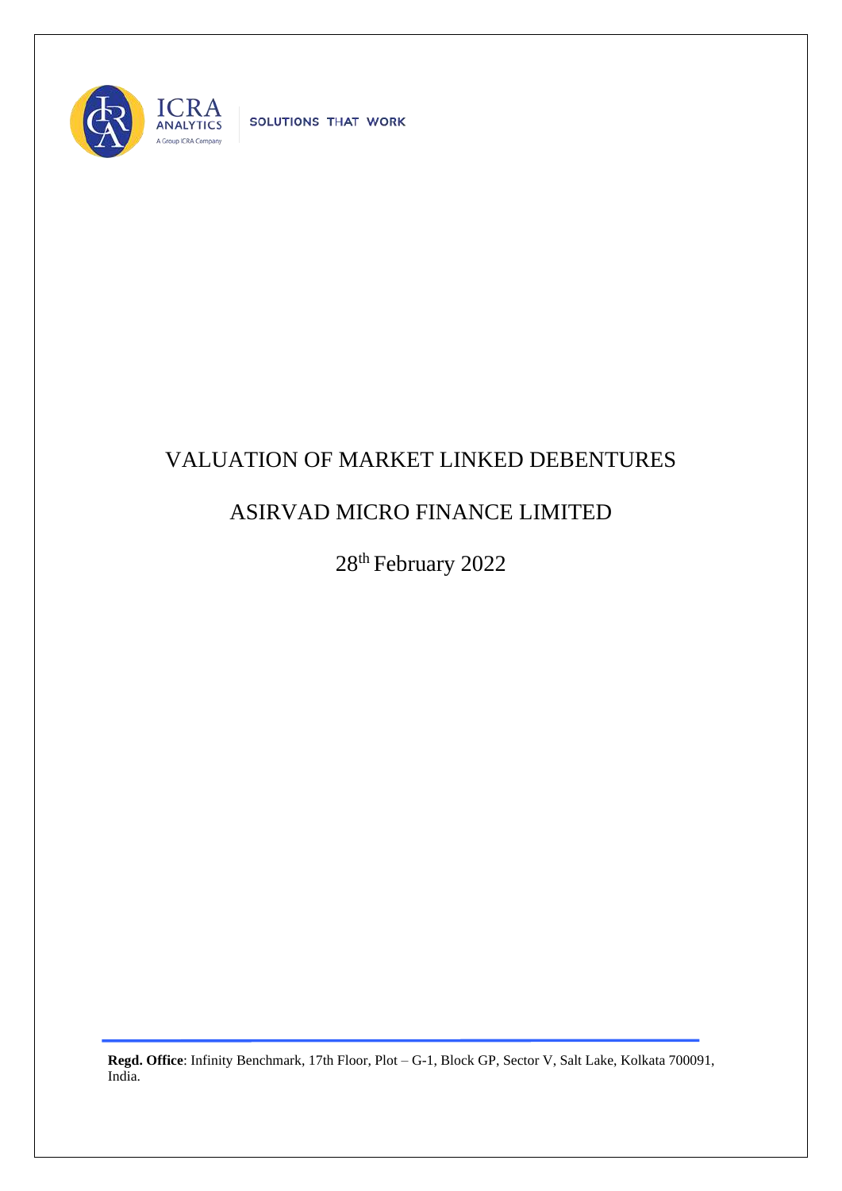# VALUATION OF MARKET LINKED DEBENTURES

## ASIRVAD MICRO FINANCE LIMITED

28th February 2022

**Regd. Office**: Infinity Benchmark, 17th Floor, Plot – G-1, Block GP, Sector V, Salt Lake, Kolkata 700091, India.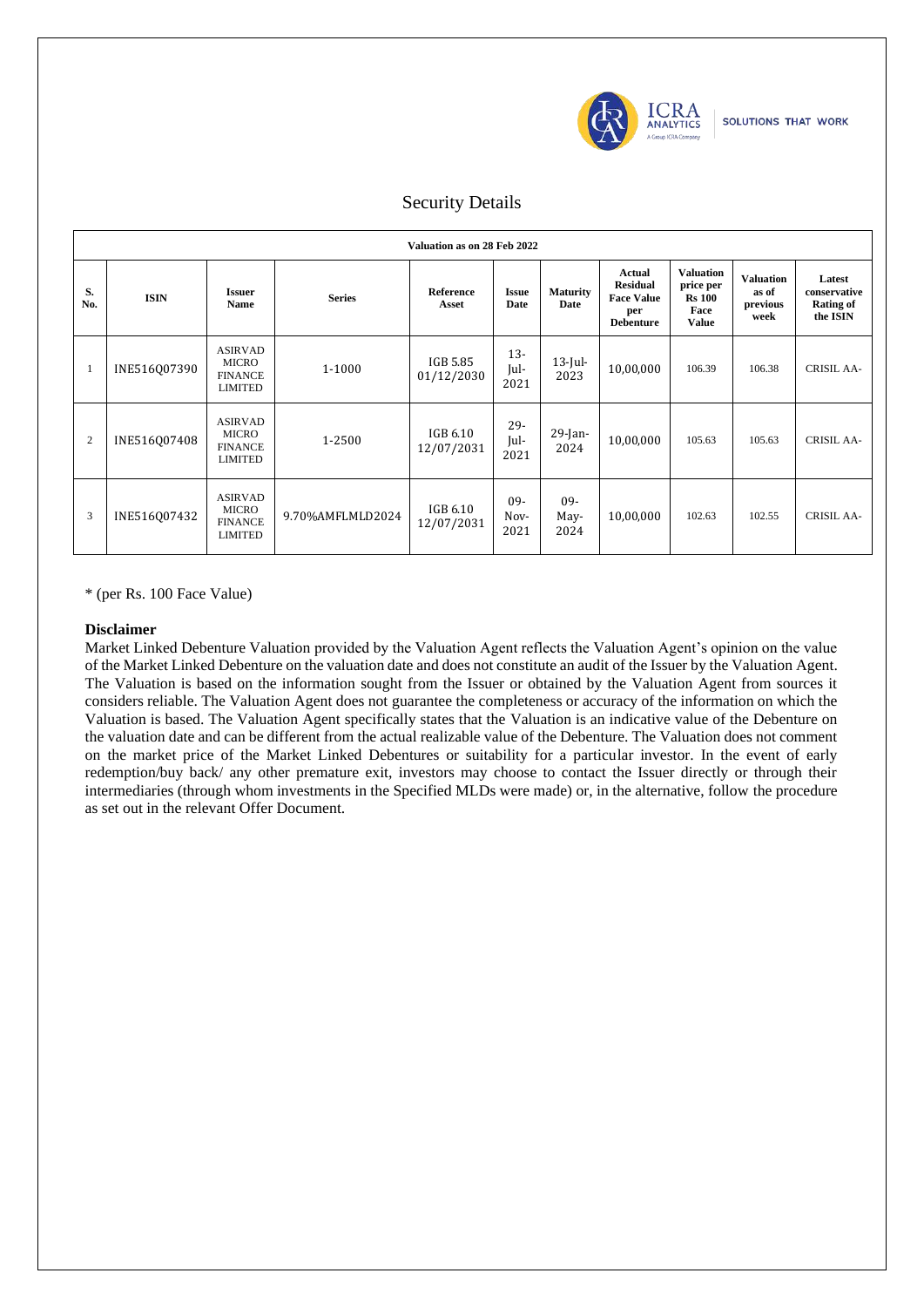# Security Details

| Valuation as on 28 Feb 2022 | | | | | | | | | | |
|---|---|---|---|---|---|---|---|---|---|---|
| S. No. | ISIN | Issuer Name | Series | Reference Asset | Issue Date | Maturity Date | Actual Residual Face Value per Debenture | Valuation price per Rs 100 Face Value | Valuation as of previous week | Latest conservative Rating of the ISIN |
| 1 | INE516Q07390 | ASIRVAD MICRO FINANCE LIMITED | 1-1000 | IGB 5.85 01/12/2030 | 13-Jul-2021 | 13-Jul-2023 | 10,00,000 | 106.39 | 106.38 | CRISIL AA- |
| 2 | INE516Q07408 | ASIRVAD MICRO FINANCE LIMITED | 1-2500 | IGB 6.10 12/07/2031 | 29-Jul-2021 | 29-Jan-2024 | 10,00,000 | 105.63 | 105.63 | CRISIL AA- |
| 3 | INE516Q07432 | ASIRVAD MICRO FINANCE LIMITED | 9.70%AMFLMLD2024 | IGB 6.10 12/07/2031 | 09-Nov-2021 | 09-May-2024 | 10,00,000 | 102.63 | 102.55 | CRISIL AA- |

* (per Rs. 100 Face Value)

**Disclaimer**

Market Linked Debenture Valuation provided by the Valuation Agent reflects the Valuation Agent's opinion on the value of the Market Linked Debenture on the valuation date and does not constitute an audit of the Issuer by the Valuation Agent. The Valuation is based on the information sought from the Issuer or obtained by the Valuation Agent from sources it considers reliable. The Valuation Agent does not guarantee the completeness or accuracy of the information on which the Valuation is based. The Valuation Agent specifically states that the Valuation is an indicative value of the Debenture on the valuation date and can be different from the actual realizable value of the Debenture. The Valuation does not comment on the market price of the Market Linked Debentures or suitability for a particular investor. In the event of early redemption/buy back/ any other premature exit, investors may choose to contact the Issuer directly or through their intermediaries (through whom investments in the Specified MLDs were made) or, in the alternative, follow the procedure as set out in the relevant Offer Document.